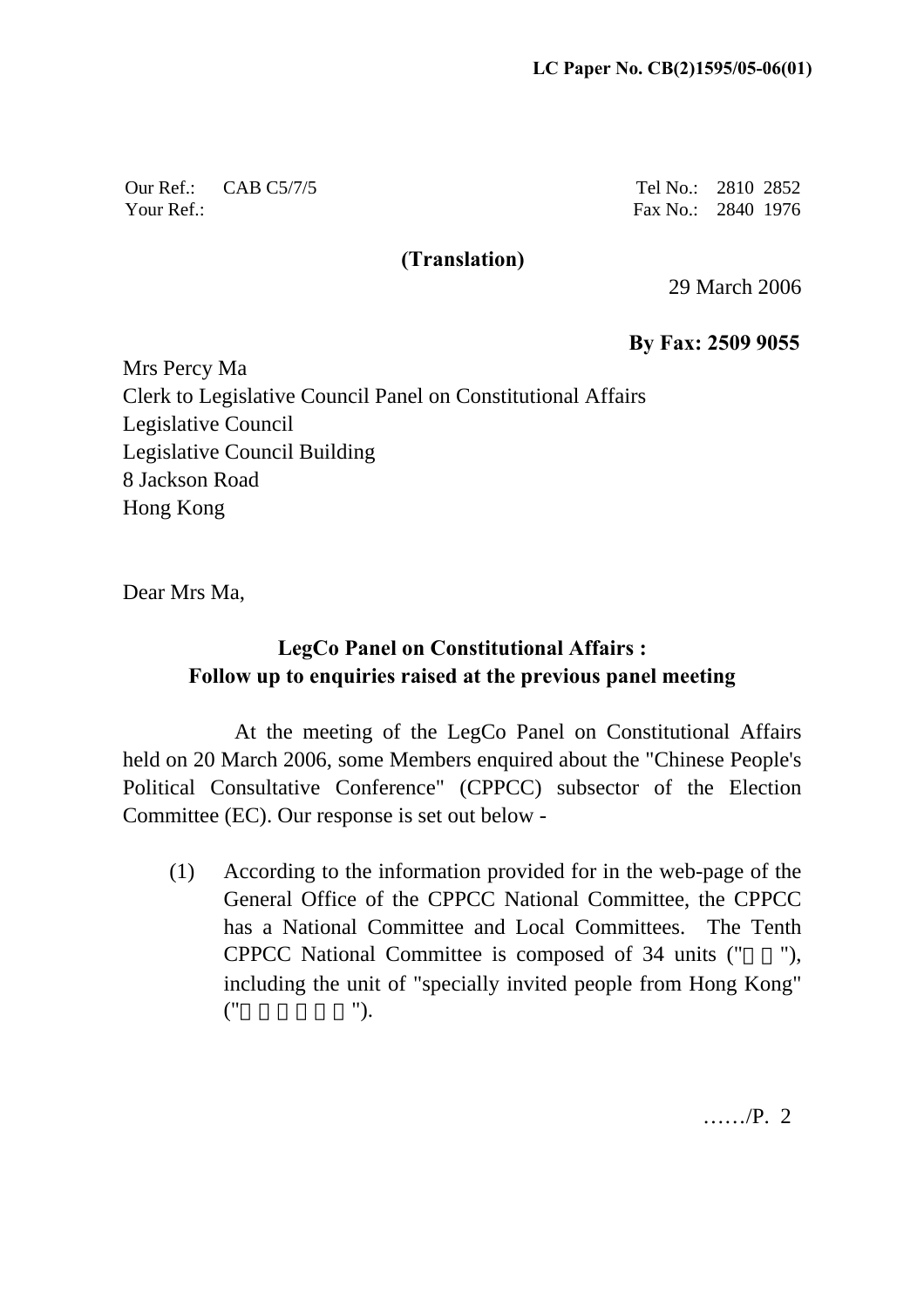**LC Paper No. CB(2)1595/05-06(01)**

Our Ref.: CAB C5/7/5
Your Ref.:

Tel No.: 2810 2852
Fax No.: 2840 1976

**(Translation)**

29 March 2006

**By Fax: 2509 9055**

Mrs Percy Ma
Clerk to Legislative Council Panel on Constitutional Affairs
Legislative Council
Legislative Council Building
8 Jackson Road
Hong Kong

Dear Mrs Ma,

**LegCo Panel on Constitutional Affairs :**
**Follow up to enquiries raised at the previous panel meeting**

At the meeting of the LegCo Panel on Constitutional Affairs held on 20 March 2006, some Members enquired about the "Chinese People's Political Consultative Conference" (CPPCC) subsector of the Election Committee (EC). Our response is set out below -

(1) According to the information provided for in the web-page of the General Office of the CPPCC National Committee, the CPPCC has a National Committee and Local Committees. The Tenth CPPCC National Committee is composed of 34 units ("□□"), including the unit of "specially invited people from Hong Kong" ("□□□□□□").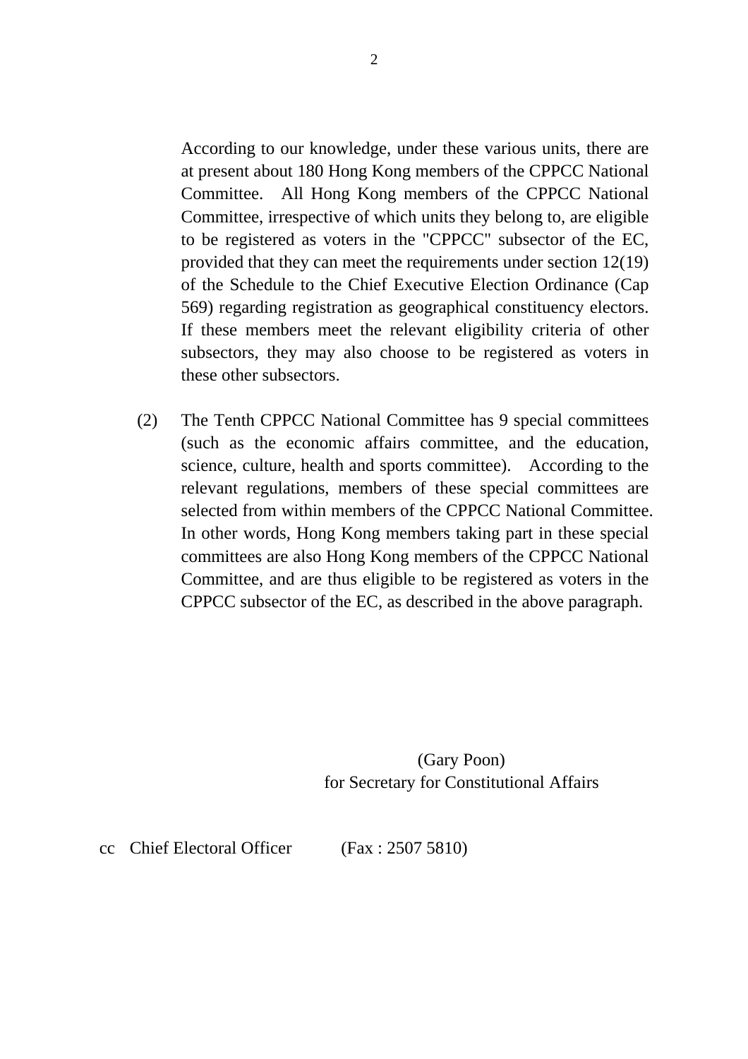According to our knowledge, under these various units, there are at present about 180 Hong Kong members of the CPPCC National Committee. All Hong Kong members of the CPPCC National Committee, irrespective of which units they belong to, are eligible to be registered as voters in the "CPPCC" subsector of the EC, provided that they can meet the requirements under section 12(19) of the Schedule to the Chief Executive Election Ordinance (Cap 569) regarding registration as geographical constituency electors. If these members meet the relevant eligibility criteria of other subsectors, they may also choose to be registered as voters in these other subsectors.

(2) The Tenth CPPCC National Committee has 9 special committees (such as the economic affairs committee, and the education, science, culture, health and sports committee). According to the relevant regulations, members of these special committees are selected from within members of the CPPCC National Committee. In other words, Hong Kong members taking part in these special committees are also Hong Kong members of the CPPCC National Committee, and are thus eligible to be registered as voters in the CPPCC subsector of the EC, as described in the above paragraph.

(Gary Poon)
for Secretary for Constitutional Affairs

cc Chief Electoral Officer (Fax : 2507 5810)